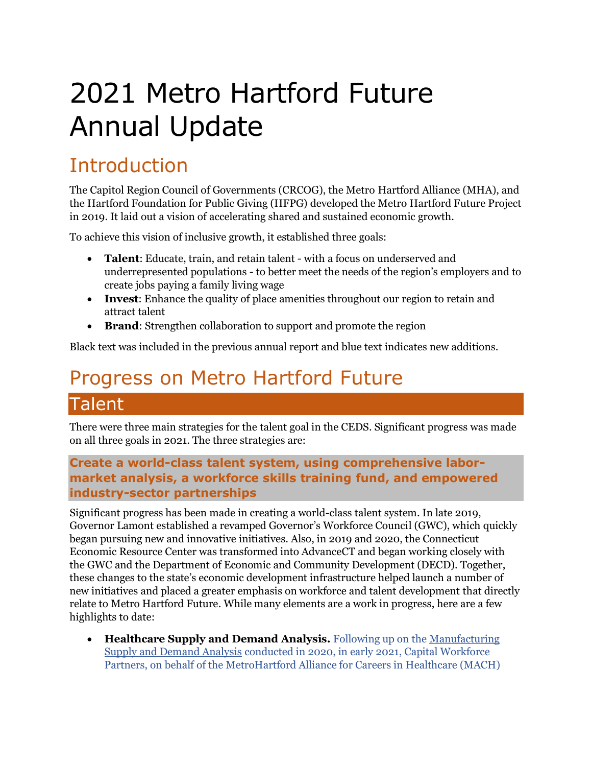# 2021 Metro Hartford Future Annual Update

## Introduction

The Capitol Region Council of Governments (CRCOG), the Metro Hartford Alliance (MHA), and the Hartford Foundation for Public Giving (HFPG) developed the Metro Hartford Future Project in 2019. It laid out a vision of accelerating shared and sustained economic growth.

To achieve this vision of inclusive growth, it established three goals:

- **Talent**: Educate, train, and retain talent - with a focus on underserved and underrepresented populations - to better meet the needs of the region's employers and to create jobs paying a family living wage
- **Invest**: Enhance the quality of place amenities throughout our region to retain and attract talent
- **Brand**: Strengthen collaboration to support and promote the region

Black text was included in the previous annual report and blue text indicates new additions.

## Progress on Metro Hartford Future

### Talent

There were three main strategies for the talent goal in the CEDS. Significant progress was made on all three goals in 2021. The three strategies are:

#### Create a world-class talent system, using comprehensive labor-market analysis, a workforce skills training fund, and empowered industry-sector partnerships

Significant progress has been made in creating a world-class talent system. In late 2019, Governor Lamont established a revamped Governor's Workforce Council (GWC), which quickly began pursuing new and innovative initiatives. Also, in 2019 and 2020, the Connecticut Economic Resource Center was transformed into AdvanceCT and began working closely with the GWC and the Department of Economic and Community Development (DECD). Together, these changes to the state's economic development infrastructure helped launch a number of new initiatives and placed a greater emphasis on workforce and talent development that directly relate to Metro Hartford Future. While many elements are a work in progress, here are a few highlights to date:

- **Healthcare Supply and Demand Analysis.** Following up on the Manufacturing Supply and Demand Analysis conducted in 2020, in early 2021, Capital Workforce Partners, on behalf of the MetroHartford Alliance for Careers in Healthcare (MACH)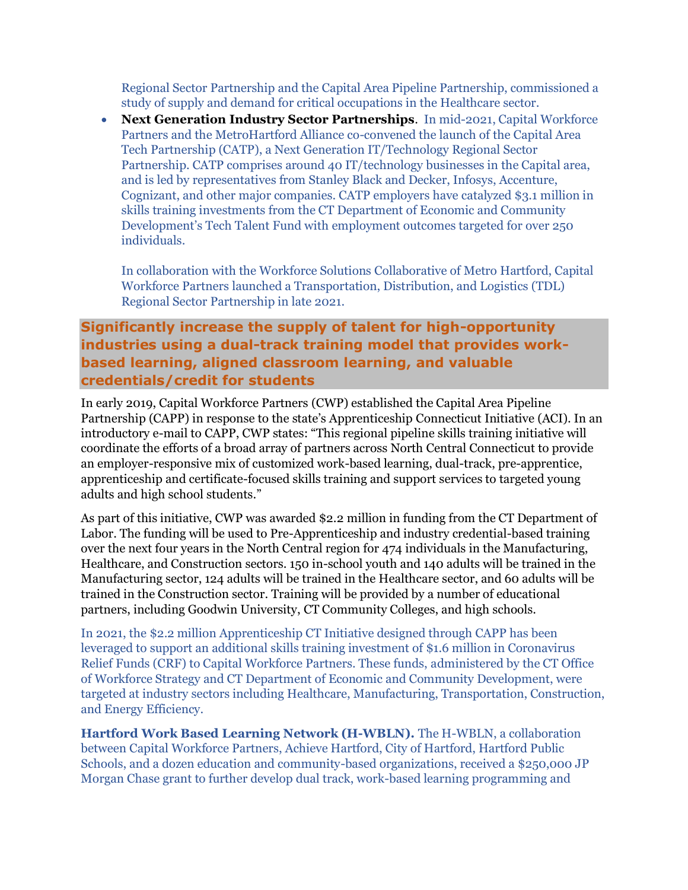Regional Sector Partnership and the Capital Area Pipeline Partnership, commissioned a study of supply and demand for critical occupations in the Healthcare sector.

- **Next Generation Industry Sector Partnerships**. In mid-2021, Capital Workforce Partners and the MetroHartford Alliance co-convened the launch of the Capital Area Tech Partnership (CATP), a Next Generation IT/Technology Regional Sector Partnership. CATP comprises around 40 IT/technology businesses in the Capital area, and is led by representatives from Stanley Black and Decker, Infosys, Accenture, Cognizant, and other major companies. CATP employers have catalyzed $3.1 million in skills training investments from the CT Department of Economic and Community Development's Tech Talent Fund with employment outcomes targeted for over 250 individuals.

  In collaboration with the Workforce Solutions Collaborative of Metro Hartford, Capital Workforce Partners launched a Transportation, Distribution, and Logistics (TDL) Regional Sector Partnership in late 2021.

## Significantly increase the supply of talent for high-opportunity industries using a dual-track training model that provides work-based learning, aligned classroom learning, and valuable credentials/credit for students

In early 2019, Capital Workforce Partners (CWP) established the Capital Area Pipeline Partnership (CAPP) in response to the state's Apprenticeship Connecticut Initiative (ACI). In an introductory e-mail to CAPP, CWP states: "This regional pipeline skills training initiative will coordinate the efforts of a broad array of partners across North Central Connecticut to provide an employer-responsive mix of customized work-based learning, dual-track, pre-apprentice, apprenticeship and certificate-focused skills training and support services to targeted young adults and high school students."

As part of this initiative, CWP was awarded $2.2 million in funding from the CT Department of Labor. The funding will be used to Pre-Apprenticeship and industry credential-based training over the next four years in the North Central region for 474 individuals in the Manufacturing, Healthcare, and Construction sectors. 150 in-school youth and 140 adults will be trained in the Manufacturing sector, 124 adults will be trained in the Healthcare sector, and 60 adults will be trained in the Construction sector. Training will be provided by a number of educational partners, including Goodwin University, CT Community Colleges, and high schools.

In 2021, the $2.2 million Apprenticeship CT Initiative designed through CAPP has been leveraged to support an additional skills training investment of $1.6 million in Coronavirus Relief Funds (CRF) to Capital Workforce Partners. These funds, administered by the CT Office of Workforce Strategy and CT Department of Economic and Community Development, were targeted at industry sectors including Healthcare, Manufacturing, Transportation, Construction, and Energy Efficiency.

**Hartford Work Based Learning Network (H-WBLN).** The H-WBLN, a collaboration between Capital Workforce Partners, Achieve Hartford, City of Hartford, Hartford Public Schools, and a dozen education and community-based organizations, received a $250,000 JP Morgan Chase grant to further develop dual track, work-based learning programming and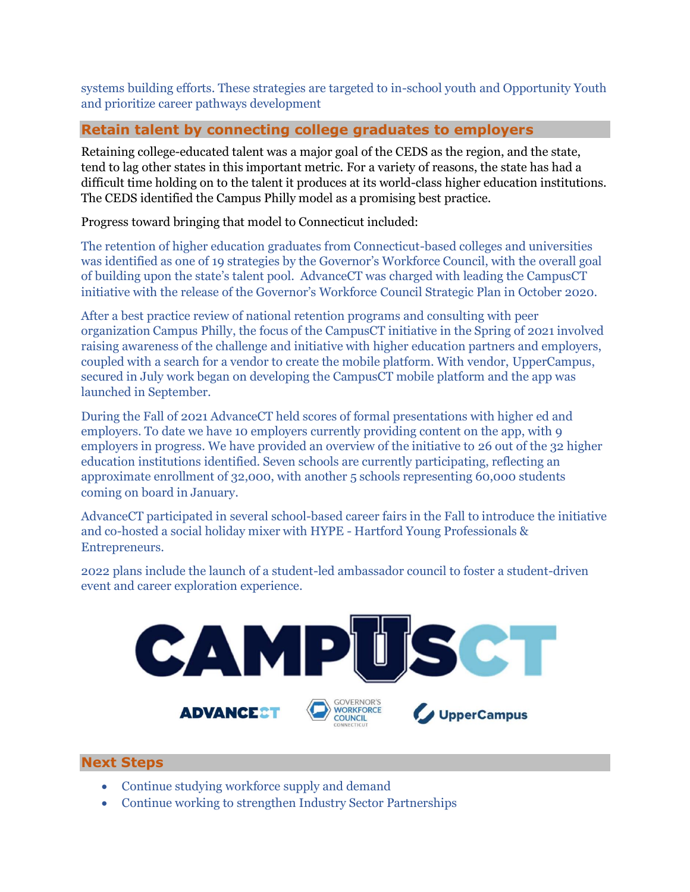systems building efforts. These strategies are targeted to in-school youth and Opportunity Youth and prioritize career pathways development

## Retain talent by connecting college graduates to employers

Retaining college-educated talent was a major goal of the CEDS as the region, and the state, tend to lag other states in this important metric. For a variety of reasons, the state has had a difficult time holding on to the talent it produces at its world-class higher education institutions. The CEDS identified the Campus Philly model as a promising best practice.

Progress toward bringing that model to Connecticut included:

The retention of higher education graduates from Connecticut-based colleges and universities was identified as one of 19 strategies by the Governor's Workforce Council, with the overall goal of building upon the state's talent pool. AdvanceCT was charged with leading the CampusCT initiative with the release of the Governor's Workforce Council Strategic Plan in October 2020.

After a best practice review of national retention programs and consulting with peer organization Campus Philly, the focus of the CampusCT initiative in the Spring of 2021 involved raising awareness of the challenge and initiative with higher education partners and employers, coupled with a search for a vendor to create the mobile platform. With vendor, UpperCampus, secured in July work began on developing the CampusCT mobile platform and the app was launched in September.

During the Fall of 2021 AdvanceCT held scores of formal presentations with higher ed and employers. To date we have 10 employers currently providing content on the app, with 9 employers in progress. We have provided an overview of the initiative to 26 out of the 32 higher education institutions identified. Seven schools are currently participating, reflecting an approximate enrollment of 32,000, with another 5 schools representing 60,000 students coming on board in January.

AdvanceCT participated in several school-based career fairs in the Fall to introduce the initiative and co-hosted a social holiday mixer with HYPE - Hartford Young Professionals & Entrepreneurs.

2022 plans include the launch of a student-led ambassador council to foster a student-driven event and career exploration experience.

CAMPUSCT

ADVANCECT GOVERNOR'S WORKFORCE COUNCIL CONNECTICUT UpperCampus

## Next Steps

- Continue studying workforce supply and demand
- Continue working to strengthen Industry Sector Partnerships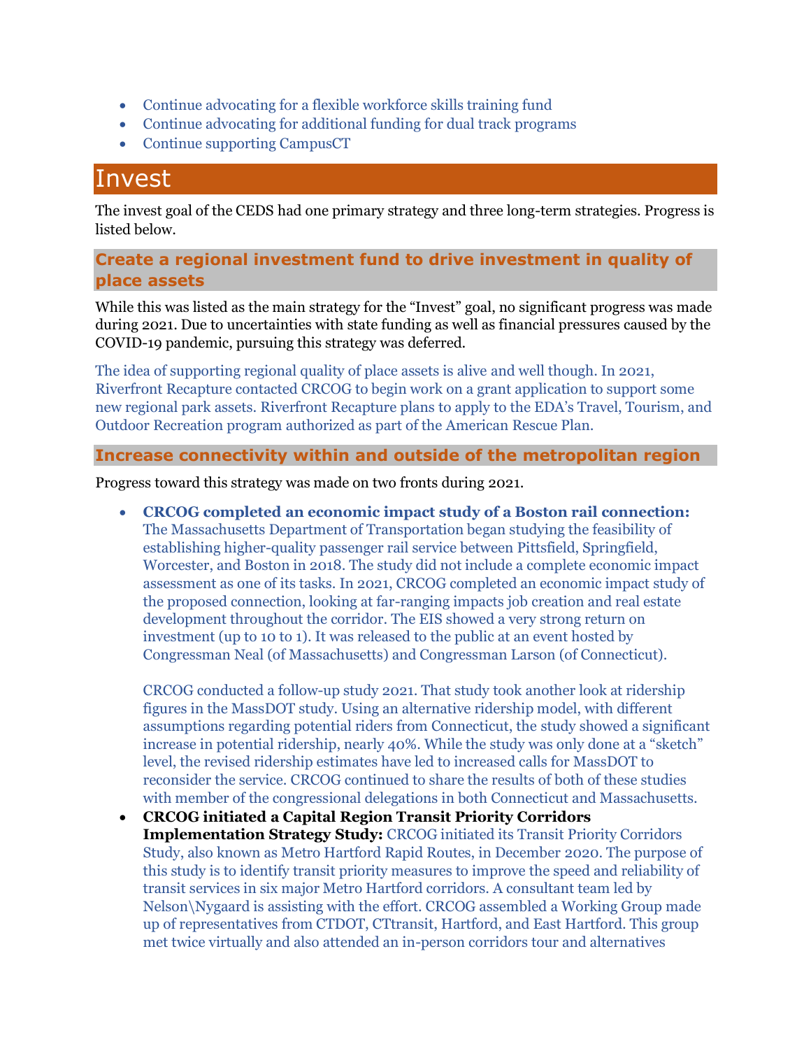- Continue advocating for a flexible workforce skills training fund
- Continue advocating for additional funding for dual track programs
- Continue supporting CampusCT

# Invest

The invest goal of the CEDS had one primary strategy and three long-term strategies. Progress is listed below.

## Create a regional investment fund to drive investment in quality of place assets

While this was listed as the main strategy for the "Invest" goal, no significant progress was made during 2021. Due to uncertainties with state funding as well as financial pressures caused by the COVID-19 pandemic, pursuing this strategy was deferred.

The idea of supporting regional quality of place assets is alive and well though. In 2021, Riverfront Recapture contacted CRCOG to begin work on a grant application to support some new regional park assets. Riverfront Recapture plans to apply to the EDA's Travel, Tourism, and Outdoor Recreation program authorized as part of the American Rescue Plan.

## Increase connectivity within and outside of the metropolitan region

Progress toward this strategy was made on two fronts during 2021.

- **CRCOG completed an economic impact study of a Boston rail connection:** The Massachusetts Department of Transportation began studying the feasibility of establishing higher-quality passenger rail service between Pittsfield, Springfield, Worcester, and Boston in 2018. The study did not include a complete economic impact assessment as one of its tasks. In 2021, CRCOG completed an economic impact study of the proposed connection, looking at far-ranging impacts job creation and real estate development throughout the corridor. The EIS showed a very strong return on investment (up to 10 to 1). It was released to the public at an event hosted by Congressman Neal (of Massachusetts) and Congressman Larson (of Connecticut).

  CRCOG conducted a follow-up study 2021. That study took another look at ridership figures in the MassDOT study. Using an alternative ridership model, with different assumptions regarding potential riders from Connecticut, the study showed a significant increase in potential ridership, nearly 40%. While the study was only done at a "sketch" level, the revised ridership estimates have led to increased calls for MassDOT to reconsider the service. CRCOG continued to share the results of both of these studies with member of the congressional delegations in both Connecticut and Massachusetts.
- **CRCOG initiated a Capital Region Transit Priority Corridors Implementation Strategy Study:** CRCOG initiated its Transit Priority Corridors Study, also known as Metro Hartford Rapid Routes, in December 2020. The purpose of this study is to identify transit priority measures to improve the speed and reliability of transit services in six major Metro Hartford corridors. A consultant team led by Nelson\Nygaard is assisting with the effort. CRCOG assembled a Working Group made up of representatives from CTDOT, CTtransit, Hartford, and East Hartford. This group met twice virtually and also attended an in-person corridors tour and alternatives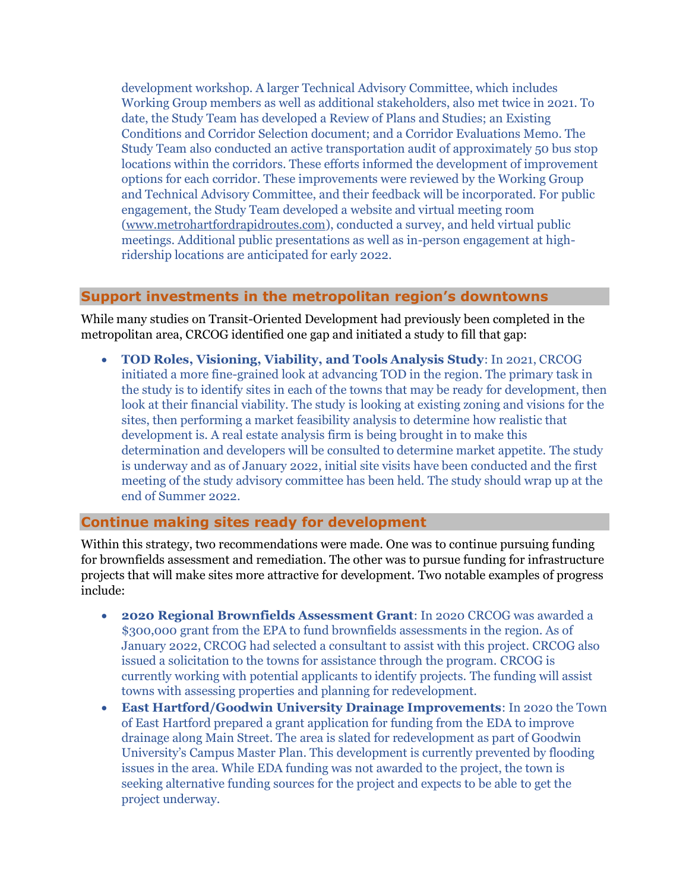development workshop. A larger Technical Advisory Committee, which includes Working Group members as well as additional stakeholders, also met twice in 2021. To date, the Study Team has developed a Review of Plans and Studies; an Existing Conditions and Corridor Selection document; and a Corridor Evaluations Memo. The Study Team also conducted an active transportation audit of approximately 50 bus stop locations within the corridors. These efforts informed the development of improvement options for each corridor. These improvements were reviewed by the Working Group and Technical Advisory Committee, and their feedback will be incorporated. For public engagement, the Study Team developed a website and virtual meeting room (www.metrohartfordrapidroutes.com), conducted a survey, and held virtual public meetings. Additional public presentations as well as in-person engagement at high-ridership locations are anticipated for early 2022.

## Support investments in the metropolitan region's downtowns

While many studies on Transit-Oriented Development had previously been completed in the metropolitan area, CRCOG identified one gap and initiated a study to fill that gap:

- **TOD Roles, Visioning, Viability, and Tools Analysis Study**: In 2021, CRCOG initiated a more fine-grained look at advancing TOD in the region. The primary task in the study is to identify sites in each of the towns that may be ready for development, then look at their financial viability. The study is looking at existing zoning and visions for the sites, then performing a market feasibility analysis to determine how realistic that development is. A real estate analysis firm is being brought in to make this determination and developers will be consulted to determine market appetite. The study is underway and as of January 2022, initial site visits have been conducted and the first meeting of the study advisory committee has been held. The study should wrap up at the end of Summer 2022.

## Continue making sites ready for development

Within this strategy, two recommendations were made. One was to continue pursuing funding for brownfields assessment and remediation. The other was to pursue funding for infrastructure projects that will make sites more attractive for development. Two notable examples of progress include:

- **2020 Regional Brownfields Assessment Grant**: In 2020 CRCOG was awarded a $300,000 grant from the EPA to fund brownfields assessments in the region. As of January 2022, CRCOG had selected a consultant to assist with this project. CRCOG also issued a solicitation to the towns for assistance through the program. CRCOG is currently working with potential applicants to identify projects. The funding will assist towns with assessing properties and planning for redevelopment.
- **East Hartford/Goodwin University Drainage Improvements**: In 2020 the Town of East Hartford prepared a grant application for funding from the EDA to improve drainage along Main Street. The area is slated for redevelopment as part of Goodwin University's Campus Master Plan. This development is currently prevented by flooding issues in the area. While EDA funding was not awarded to the project, the town is seeking alternative funding sources for the project and expects to be able to get the project underway.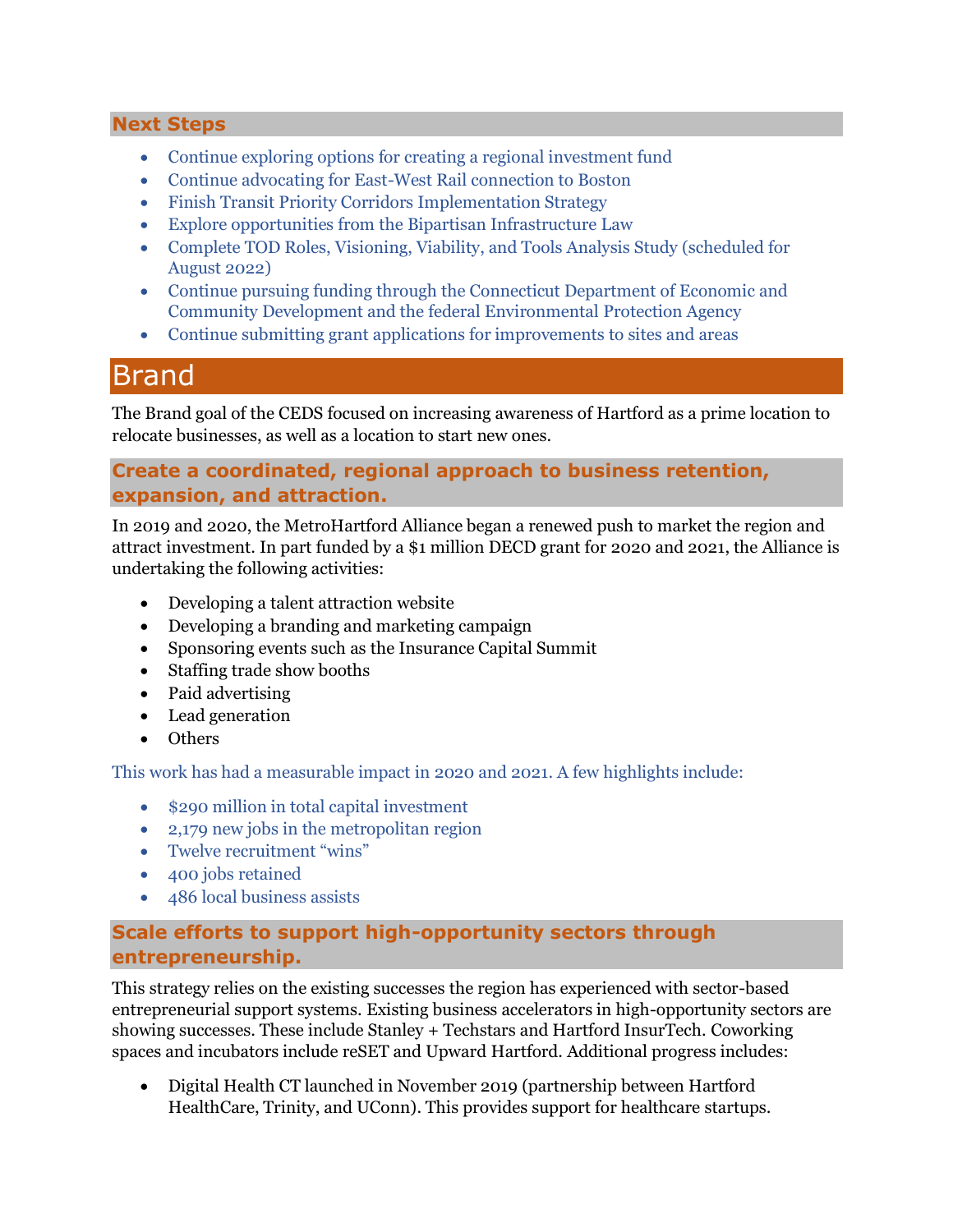### Next Steps

- Continue exploring options for creating a regional investment fund
- Continue advocating for East-West Rail connection to Boston
- Finish Transit Priority Corridors Implementation Strategy
- Explore opportunities from the Bipartisan Infrastructure Law
- Complete TOD Roles, Visioning, Viability, and Tools Analysis Study (scheduled for August 2022)
- Continue pursuing funding through the Connecticut Department of Economic and Community Development and the federal Environmental Protection Agency
- Continue submitting grant applications for improvements to sites and areas

## Brand

The Brand goal of the CEDS focused on increasing awareness of Hartford as a prime location to relocate businesses, as well as a location to start new ones.

### Create a coordinated, regional approach to business retention, expansion, and attraction.

In 2019 and 2020, the MetroHartford Alliance began a renewed push to market the region and attract investment. In part funded by a $1 million DECD grant for 2020 and 2021, the Alliance is undertaking the following activities:

- Developing a talent attraction website
- Developing a branding and marketing campaign
- Sponsoring events such as the Insurance Capital Summit
- Staffing trade show booths
- Paid advertising
- Lead generation
- Others

This work has had a measurable impact in 2020 and 2021. A few highlights include:

- $290 million in total capital investment
- 2,179 new jobs in the metropolitan region
- Twelve recruitment "wins"
- 400 jobs retained
- 486 local business assists

### Scale efforts to support high-opportunity sectors through entrepreneurship.

This strategy relies on the existing successes the region has experienced with sector-based entrepreneurial support systems. Existing business accelerators in high-opportunity sectors are showing successes. These include Stanley + Techstars and Hartford InsurTech. Coworking spaces and incubators include reSET and Upward Hartford. Additional progress includes:

- Digital Health CT launched in November 2019 (partnership between Hartford HealthCare, Trinity, and UConn). This provides support for healthcare startups.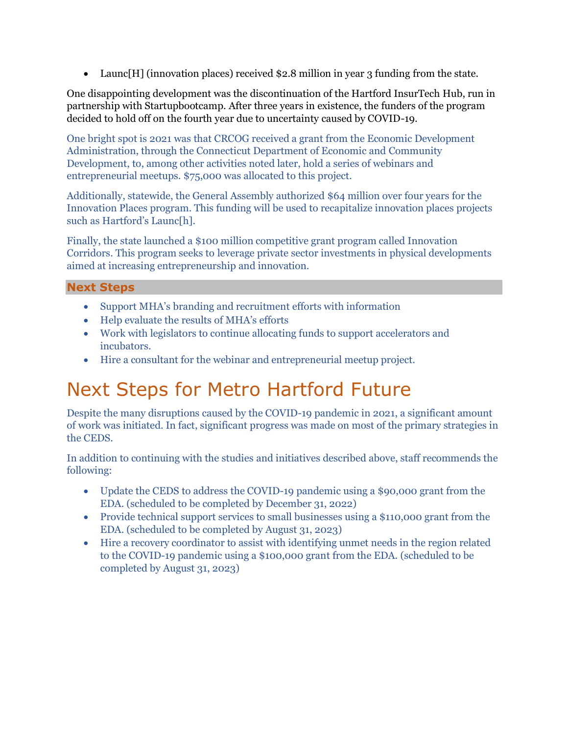- Launc[H] (innovation places) received $2.8 million in year 3 funding from the state.

One disappointing development was the discontinuation of the Hartford InsurTech Hub, run in partnership with Startupbootcamp. After three years in existence, the funders of the program decided to hold off on the fourth year due to uncertainty caused by COVID-19.

One bright spot is 2021 was that CRCOG received a grant from the Economic Development Administration, through the Connecticut Department of Economic and Community Development, to, among other activities noted later, hold a series of webinars and entrepreneurial meetups. $75,000 was allocated to this project.

Additionally, statewide, the General Assembly authorized $64 million over four years for the Innovation Places program. This funding will be used to recapitalize innovation places projects such as Hartford's Launc[h].

Finally, the state launched a $100 million competitive grant program called Innovation Corridors. This program seeks to leverage private sector investments in physical developments aimed at increasing entrepreneurship and innovation.

### Next Steps

- Support MHA's branding and recruitment efforts with information
- Help evaluate the results of MHA's efforts
- Work with legislators to continue allocating funds to support accelerators and incubators.
- Hire a consultant for the webinar and entrepreneurial meetup project.

# Next Steps for Metro Hartford Future

Despite the many disruptions caused by the COVID-19 pandemic in 2021, a significant amount of work was initiated. In fact, significant progress was made on most of the primary strategies in the CEDS.

In addition to continuing with the studies and initiatives described above, staff recommends the following:

- Update the CEDS to address the COVID-19 pandemic using a $90,000 grant from the EDA. (scheduled to be completed by December 31, 2022)
- Provide technical support services to small businesses using a $110,000 grant from the EDA. (scheduled to be completed by August 31, 2023)
- Hire a recovery coordinator to assist with identifying unmet needs in the region related to the COVID-19 pandemic using a $100,000 grant from the EDA. (scheduled to be completed by August 31, 2023)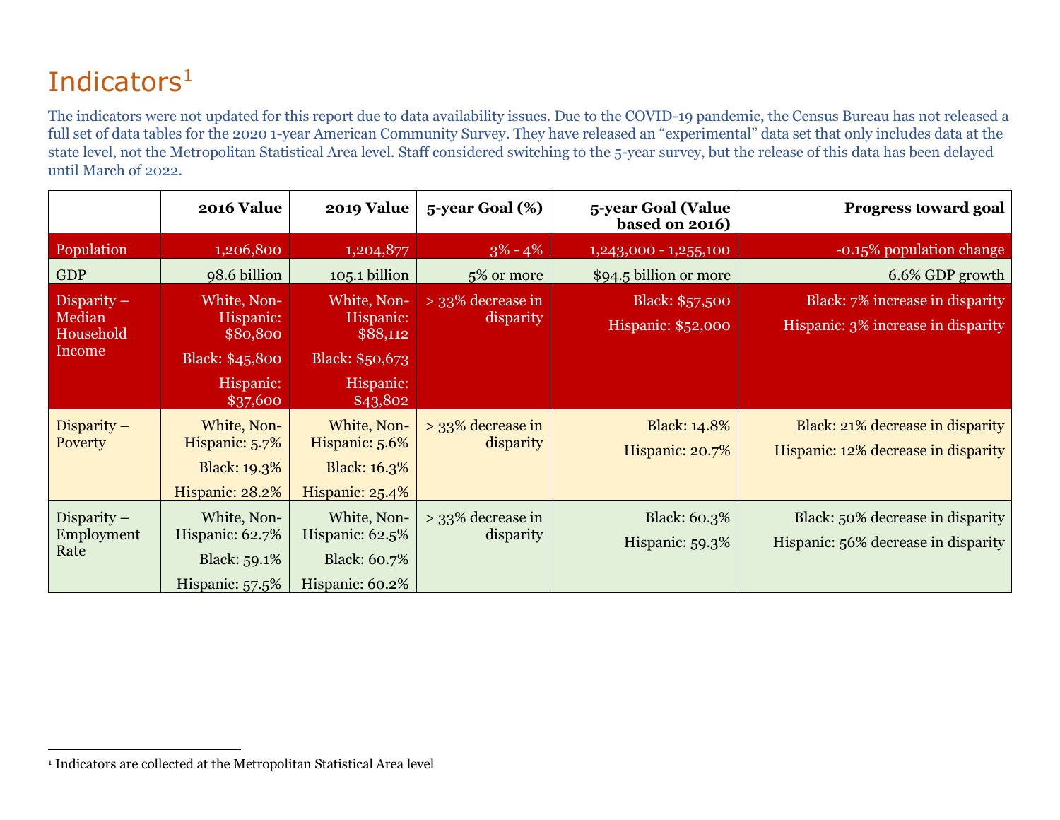# Indicators[1]

The indicators were not updated for this report due to data availability issues. Due to the COVID-19 pandemic, the Census Bureau has not released a full set of data tables for the 2020 1-year American Community Survey. They have released an "experimental" data set that only includes data at the state level, not the Metropolitan Statistical Area level. Staff considered switching to the 5-year survey, but the release of this data has been delayed until March of 2022.

| | 2016 Value | 2019 Value | 5-year Goal (%) | 5-year Goal (Value based on 2016) | Progress toward goal |
|---|---|---|---|---|---|
| Population | 1,206,800 | 1,204,877 | 3% - 4% | 1,243,000 - 1,255,100 | -0.15% population change |
| GDP | 98.6 billion | 105.1 billion | 5% or more | $94.5 billion or more | 6.6% GDP growth |
| Disparity – Median Household Income | White, Non-Hispanic: $80,800<br>Black: $45,800<br>Hispanic: $37,600 | White, Non-Hispanic: $88,112<br>Black: $50,673<br>Hispanic: $43,802 | > 33% decrease in disparity | Black: $57,500<br>Hispanic: $52,000 | Black: 7% increase in disparity<br>Hispanic: 3% increase in disparity |
| Disparity – Poverty | White, Non-Hispanic: 5.7%<br>Black: 19.3%<br>Hispanic: 28.2% | White, Non-Hispanic: 5.6%<br>Black: 16.3%<br>Hispanic: 25.4% | > 33% decrease in disparity | Black: 14.8%<br>Hispanic: 20.7% | Black: 21% decrease in disparity<br>Hispanic: 12% decrease in disparity |
| Disparity – Employment Rate | White, Non-Hispanic: 62.7%<br>Black: 59.1%<br>Hispanic: 57.5% | White, Non-Hispanic: 62.5%<br>Black: 60.7%<br>Hispanic: 60.2% | > 33% decrease in disparity | Black: 60.3%<br>Hispanic: 59.3% | Black: 50% decrease in disparity<br>Hispanic: 56% decrease in disparity |

[1] Indicators are collected at the Metropolitan Statistical Area level